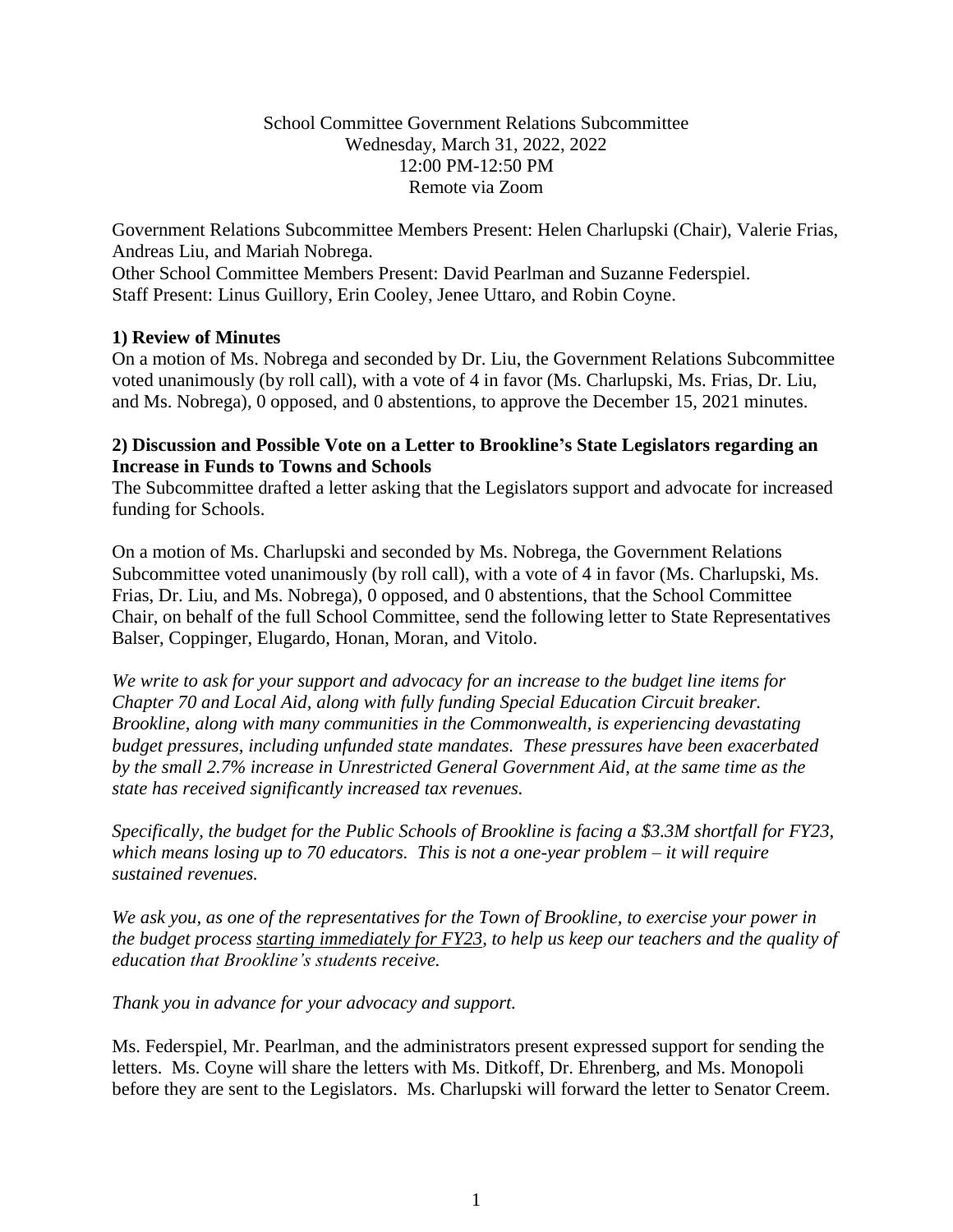School Committee Government Relations Subcommittee
Wednesday, March 31, 2022, 2022
12:00 PM-12:50 PM
Remote via Zoom

Government Relations Subcommittee Members Present: Helen Charlupski (Chair), Valerie Frias, Andreas Liu, and Mariah Nobrega.
Other School Committee Members Present: David Pearlman and Suzanne Federspiel.
Staff Present: Linus Guillory, Erin Cooley, Jenee Uttaro, and Robin Coyne.

**1) Review of Minutes**
On a motion of Ms. Nobrega and seconded by Dr. Liu, the Government Relations Subcommittee voted unanimously (by roll call), with a vote of 4 in favor (Ms. Charlupski, Ms. Frias, Dr. Liu, and Ms. Nobrega), 0 opposed, and 0 abstentions, to approve the December 15, 2021 minutes.

**2) Discussion and Possible Vote on a Letter to Brookline's State Legislators regarding an Increase in Funds to Towns and Schools**
The Subcommittee drafted a letter asking that the Legislators support and advocate for increased funding for Schools.

On a motion of Ms. Charlupski and seconded by Ms. Nobrega, the Government Relations Subcommittee voted unanimously (by roll call), with a vote of 4 in favor (Ms. Charlupski, Ms. Frias, Dr. Liu, and Ms. Nobrega), 0 opposed, and 0 abstentions, that the School Committee Chair, on behalf of the full School Committee, send the following letter to State Representatives Balser, Coppinger, Elugardo, Honan, Moran, and Vitolo.

*We write to ask for your support and advocacy for an increase to the budget line items for Chapter 70 and Local Aid, along with fully funding Special Education Circuit breaker. Brookline, along with many communities in the Commonwealth, is experiencing devastating budget pressures, including unfunded state mandates. These pressures have been exacerbated by the small 2.7% increase in Unrestricted General Government Aid, at the same time as the state has received significantly increased tax revenues.*

*Specifically, the budget for the Public Schools of Brookline is facing a $3.3M shortfall for FY23, which means losing up to 70 educators. This is not a one-year problem – it will require sustained revenues.*

*We ask you, as one of the representatives for the Town of Brookline, to exercise your power in the budget process <u>starting immediately for FY23</u>, to help us keep our teachers and the quality of education that Brookline's students receive.*

*Thank you in advance for your advocacy and support.*

Ms. Federspiel, Mr. Pearlman, and the administrators present expressed support for sending the letters. Ms. Coyne will share the letters with Ms. Ditkoff, Dr. Ehrenberg, and Ms. Monopoli before they are sent to the Legislators. Ms. Charlupski will forward the letter to Senator Creem.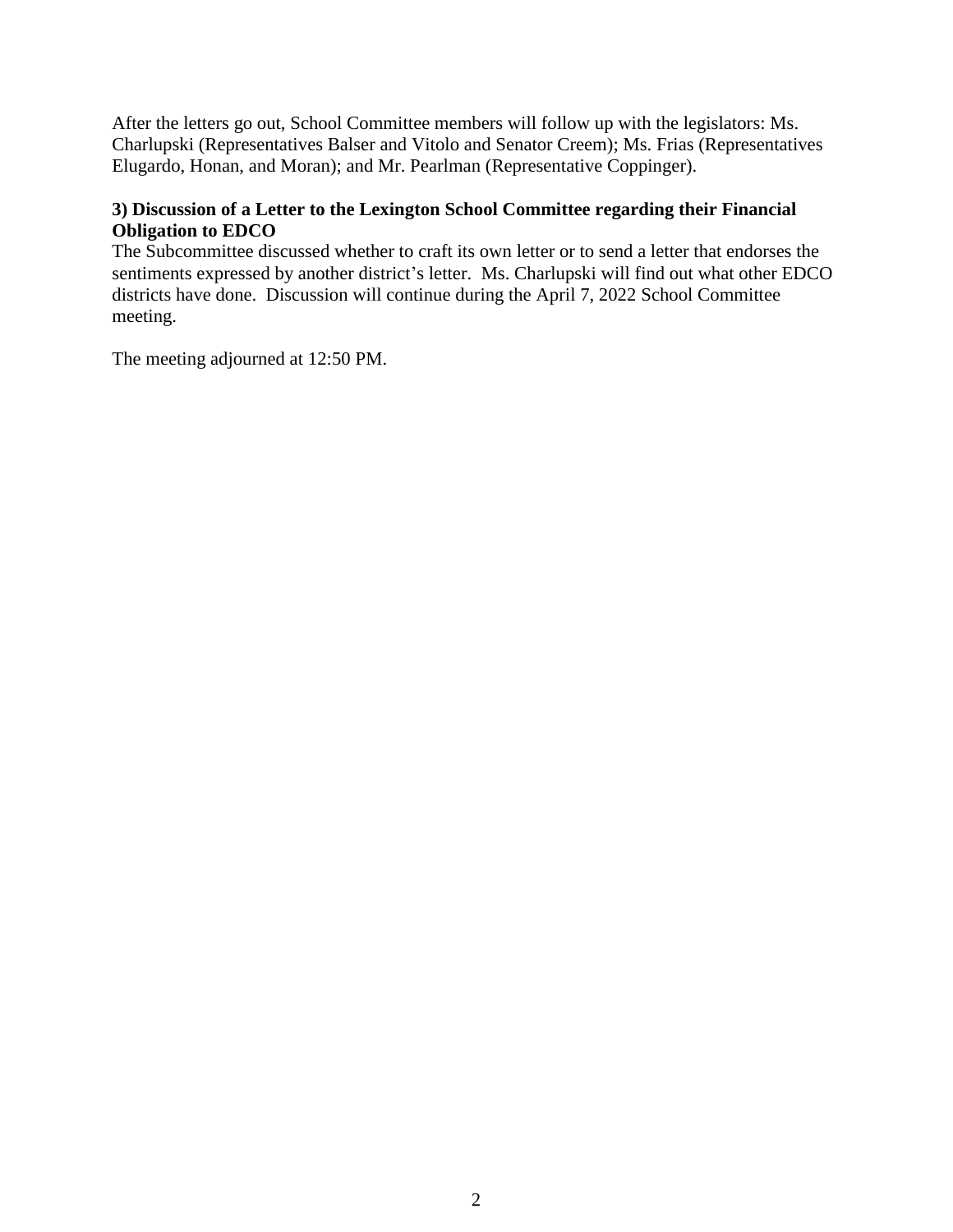After the letters go out, School Committee members will follow up with the legislators: Ms. Charlupski (Representatives Balser and Vitolo and Senator Creem); Ms. Frias (Representatives Elugardo, Honan, and Moran); and Mr. Pearlman (Representative Coppinger).

**3) Discussion of a Letter to the Lexington School Committee regarding their Financial Obligation to EDCO**

The Subcommittee discussed whether to craft its own letter or to send a letter that endorses the sentiments expressed by another district's letter. Ms. Charlupski will find out what other EDCO districts have done. Discussion will continue during the April 7, 2022 School Committee meeting.

The meeting adjourned at 12:50 PM.